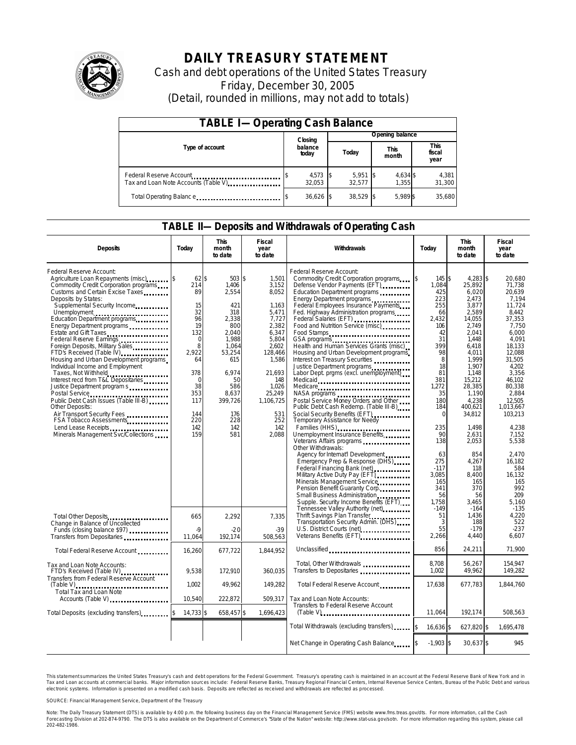# DAILY TREASURY STATEMENT

Cash and debt operations of the United States Treasury

Friday, December 30, 2005

(Detail, rounded in millions, may not add to totals)

## TABLE I—Operating Cash Balance

| Type of account | Closing balance today | Opening balance Today | Opening balance This month | Opening balance This fiscal year |
|---|---|---|---|---|
| Federal Reserve Account | $ 4,573 | $ 5,951 | $ 4,634 | $ 4,381 |
| Tax and Loan Note Accounts (Table V) | 32,053 | 32,577 | 1,355 | 31,300 |
| Total Operating Balance | $ 36,626 | $ 38,529 | $ 5,989 | $ 35,680 |

## TABLE II—Deposits and Withdrawals of Operating Cash

| Deposits | Today | This month to date | Fiscal year to date |
|---|---|---|---|
| Federal Reserve Account: | | | |
| Agriculture Loan Repayments (misc) | $ 62 | $ 503 | $ 1,501 |
| Commodity Credit Corporation programs | 214 | 1,406 | 3,152 |
| Customs and Certain Excise Taxes | 89 | 2,554 | 8,052 |
| Deposits by States: | | | |
| Supplemental Security Income | 15 | 421 | 1,163 |
| Unemployment | 32 | 318 | 5,471 |
| Education Department programs | 96 | 2,338 | 7,727 |
| Energy Department programs | 19 | 800 | 2,382 |
| Estate and Gift Taxes | 132 | 2,040 | 6,347 |
| Federal Reserve Earnings | 0 | 1,988 | 5,804 |
| Foreign Deposits, Military Sales | 8 | 1,064 | 2,602 |
| FTD's Received (Table IV) | 2,922 | 53,254 | 128,466 |
| Housing and Urban Development programs | 64 | 615 | 1,586 |
| Individual Income and Employment Taxes, Not Withheld | 378 | 6,974 | 21,693 |
| Interest recd from T&L Depositaries | 0 | 50 | 148 |
| Justice Department programs | 38 | 586 | 1,026 |
| Postal Service | 353 | 8,637 | 25,249 |
| Public Debt Cash Issues (Table III-B) | 117 | 399,726 | 1,106,725 |
| Other Deposits: | | | |
| Air Transport Security Fees | 144 | 176 | 531 |
| FSA Tobacco Assessments | 220 | 228 | 252 |
| Lend Lease Receipts | 142 | 142 | 142 |
| Minerals Management Svc/Collections | 159 | 581 | 2,088 |
| Total Other Deposits | 665 | 2,292 | 7,335 |
| Change in Balance of Uncollected Funds (closing balance $97) | -9 | -20 | -39 |
| Transfers from Depositaries | 11,064 | 192,174 | 508,563 |
| Total Federal Reserve Account | 16,260 | 677,722 | 1,844,952 |
| Tax and Loan Note Accounts: | | | |
| FTD's Received (Table IV) | 9,538 | 172,910 | 360,035 |
| Transfers from Federal Reserve Account (Table V) | 1,002 | 49,962 | 149,282 |
| Total Tax and Loan Note Accounts (Table V) | 10,540 | 222,872 | 509,317 |
| Total Deposits (excluding transfers) | $ 14,733 | $ 658,457 | $ 1,696,423 |

| Withdrawals | Today | This month to date | Fiscal year to date |
|---|---|---|---|
| Federal Reserve Account: | | | |
| Commodity Credit Corporation programs | $ 145 | $ 4,283 | $ 20,680 |
| Defense Vendor Payments (EFT) | 1,084 | 25,892 | 71,738 |
| Education Department programs | 425 | 6,020 | 20,639 |
| Energy Department programs | 223 | 2,473 | 7,194 |
| Federal Employees Insurance Payments | 255 | 3,877 | 11,724 |
| Fed. Highway Administration programs | 66 | 2,589 | 8,442 |
| Federal Salaries (EFT) | 2,432 | 14,055 | 37,353 |
| Food and Nutrition Service (misc) | 106 | 2,749 | 7,750 |
| Food Stamps | 42 | 2,041 | 6,000 |
| GSA programs | 31 | 1,448 | 4,091 |
| Health and Human Services Grants (misc) | 399 | 6,418 | 18,133 |
| Housing and Urban Development programs | 98 | 4,011 | 12,088 |
| Interest on Treasury Securities | 8 | 1,999 | 31,505 |
| Justice Department programs | 18 | 1,907 | 4,202 |
| Labor Dept. prgms (excl. unemployment) | 81 | 1,148 | 3,356 |
| Medicaid | 381 | 15,212 | 46,102 |
| Medicare | 1,272 | 28,385 | 80,338 |
| NASA programs | 35 | 1,190 | 2,884 |
| Postal Service Money Orders and Other | 180 | 4,238 | 12,505 |
| Public Debt Cash Redemp. (Table III-B) | 184 | 400,621 | 1,013,667 |
| Social Security Benefits (EFT) | 0 | 34,812 | 103,213 |
| Temporary Assistance for Needy Families (HHS) | 235 | 1,498 | 4,238 |
| Unemployment Insurance Benefits | 90 | 2,631 | 7,152 |
| Veterans Affairs programs | 138 | 2,053 | 5,538 |
| Other Withdrawals: | | | |
| Agency for Internat'l Development | 63 | 854 | 2,470 |
| Emergency Prep & Response (DHS) | 275 | 4,267 | 16,182 |
| Federal Financing Bank (net) | -117 | 118 | 584 |
| Military Active Duty Pay (EFT) | 3,085 | 8,400 | 16,132 |
| Minerals Management Service | 165 | 165 | 165 |
| Pension Benefit Guaranty Corp. | 341 | 370 | 992 |
| Small Business Administration | 56 | 56 | 209 |
| Supple. Security Income Benefits (EFT) | 1,758 | 3,465 | 5,160 |
| Tennessee Valley Authority (net) | -149 | -164 | -135 |
| Thrift Savings Plan Transfer | 51 | 1,436 | 4,220 |
| Transportation Security Admin. (DHS) | 3 | 188 | 522 |
| U.S. District Courts (net) | 55 | -179 | -237 |
| Veterans Benefits (EFT) | 2,266 | 4,440 | 6,607 |
| Unclassified | 856 | 24,211 | 71,900 |
| Total, Other Withdrawals | 8,708 | 56,267 | 154,947 |
| Transfers to Depositaries | 1,002 | 49,962 | 149,282 |
| Total Federal Reserve Account | 17,638 | 677,783 | 1,844,760 |
| Tax and Loan Note Accounts: | | | |
| Transfers to Federal Reserve Account (Table V) | 11,064 | 192,174 | 508,563 |
| Total Withdrawals (excluding transfers) | $ 16,636 | $ 627,820 | $ 1,695,478 |
| Net Change in Operating Cash Balance | $ -1,903 | $ 30,637 | $ 945 |

This statement summarizes the United States Treasury's cash and debt operations for the Federal Government. Treasury's operating cash is maintained in an account at the Federal Reserve Bank of New York and in Tax and Loan accounts at commercial banks. Major information sources include: Federal Reserve Banks, Treasury Regional Financial Centers, Internal Revenue Service Centers, Bureau of the Public Debt and various electronic systems. Information is presented on a modified cash basis. Deposits are reflected as received and withdrawals are reflected as processed.

SOURCE: Financial Management Service, Department of the Treasury

Note: The Daily Treasury Statement (DTS) is available by 4:00 p.m. the following business day on the Financial Management Service (FMS) website www.fms.treas.gov/dts. For more information, call the Cash Forecasting Division at 202-874-9790. The DTS is also available on the Department of Commerce's "State of the Nation" website: http://www.stat-usa.gov/sotn. For more information regarding this system, please call 202-482-1986.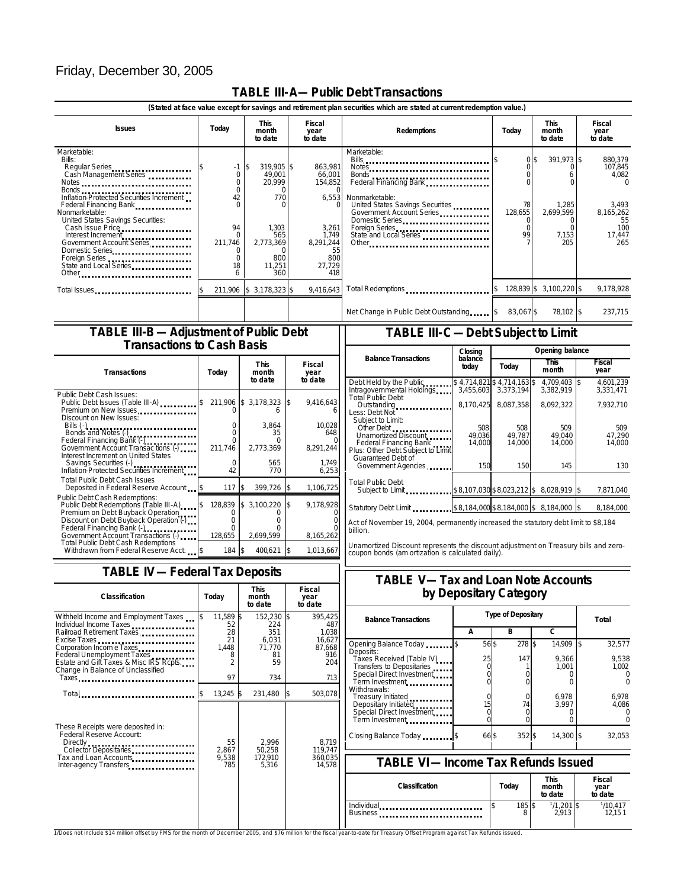Friday, December 30, 2005

## TABLE III-A— Public Debt Transactions

(Stated at face value except for savings and retirement plan securities which are stated at current redemption value.)

| Issues | Today | This month to date | Fiscal year to date | Redemptions | Today | This month to date | Fiscal year to date |
|---|---|---|---|---|---|---|---|
| Marketable: | | | | Marketable: | | | |
| Bills: | | | | Bills | $ 0 | $ 391,973 | $ 880,379 |
| Regular Series | $ -1 | $ 319,905 | $ 863,981 | Notes | 0 | 0 | 107,845 |
| Cash Management Series | 0 | 49,001 | 66,001 | Bonds | 0 | 6 | 4,082 |
| Notes | 0 | 20,999 | 154,852 | Federal Financing Bank | 0 | 0 | 0 |
| Bonds | 0 | 0 | 0 | | | | |
| Inflation-Protected Securities Increment | 42 | 770 | 6,553 | Nonmarketable: | | | |
| Federal Financing Bank | 0 | 0 | 0 | United States Savings Securities | 78 | 1,285 | 3,493 |
| Nonmarketable: | | | | Government Account Series | 128,655 | 2,699,599 | 8,165,262 |
| United States Savings Securities: | | | | Domestic Series | 0 | 0 | 55 |
| Cash Issue Price | 94 | 1,303 | 3,261 | Foreign Series | 0 | 0 | 100 |
| Interest Increment | 0 | 565 | 1,749 | State and Local Series | 99 | 7,153 | 17,447 |
| Government Account Series | 211,746 | 2,773,369 | 8,291,244 | Other | 7 | 205 | 265 |
| Domestic Series | 0 | 0 | 55 | | | | |
| Foreign Series | 0 | 800 | 800 | | | | |
| State and Local Series | 18 | 11,251 | 27,729 | | | | |
| Other | 6 | 360 | 418 | | | | |
| Total Issues | $ 211,906 | $ 3,178,323 | $ 9,416,643 | Total Redemptions | $ 128,839 | $ 3,100,220 | $ 9,178,928 |
| | | | | Net Change in Public Debt Outstanding | $ 83,067 | $ 78,102 | $ 237,715 |

## TABLE III-B — Adjustment of Public Debt Transactions to Cash Basis

| Transactions | Today | This month to date | Fiscal year to date |
|---|---|---|---|
| Public Debt Cash Issues: | | | |
| Public Debt Issues (Table III-A) | $ 211,906 | $ 3,178,323 | $ 9,416,643 |
| Premium on New Issues | 0 | 6 | 6 |
| Discount on New Issues: | | | |
| Bills (-) | 0 | 3,864 | 10,028 |
| Bonds and Notes (-) | 0 | 35 | 648 |
| Federal Financing Bank (-) | 0 | 0 | 0 |
| Government Account Transactions (-) | 211,746 | 2,773,369 | 8,291,244 |
| Interest Increment on United States Savings Securities (-) | 0 | 565 | 1,749 |
| Inflation-Protected Securities Increment | 42 | 770 | 6,253 |
| Total Public Debt Cash Issues Deposited in Federal Reserve Account | $ 117 | $ 399,726 | $ 1,106,725 |
| Public Debt Cash Redemptions: | | | |
| Public Debt Redemptions (Table III-A) | $ 128,839 | $ 3,100,220 | $ 9,178,928 |
| Premium on Debt Buyback Operation | 0 | 0 | 0 |
| Discount on Debt Buyback Operation (-) | 0 | 0 | 0 |
| Federal Financing Bank (-) | 0 | 0 | 0 |
| Government Account Transactions (-) | 128,655 | 2,699,599 | 8,165,262 |
| Total Public Debt Cash Redemptions Withdrawn from Federal Reserve Acct. | $ 184 | $ 400,621 | $ 1,013,667 |

## TABLE III-C — Debt Subject to Limit

| Balance Transactions | Closing balance today | Opening balance Today | Opening balance This month | Opening balance Fiscal year |
|---|---|---|---|---|
| Debt Held by the Public | $ 4,714,821 | $ 4,714,163 | $ 4,709,403 | $ 4,601,239 |
| Intragovernmental Holdings | 3,455,603 | 3,373,194 | 3,382,919 | 3,331,471 |
| Total Public Debt Outstanding | 8,170,425 | 8,087,358 | 8,092,322 | 7,932,710 |
| Less: Debt Not Subject to Limit: | | | | |
| Other Debt | 508 | 508 | 509 | 509 |
| Unamortized Discount | 49,036 | 49,787 | 49,040 | 47,290 |
| Federal Financing Bank | 14,000 | 14,000 | 14,000 | 14,000 |
| Plus: Other Debt Subject to Limit | | | | |
| Guaranteed Debt of Government Agencies | 150 | 150 | 145 | 130 |
| Total Public Debt Subject to Limit | $ 8,107,030 | $ 8,023,212 | $ 8,028,919 | $ 7,871,040 |
| Statutory Debt Limit | $ 8,184,000 | $ 8,184,000 | $ 8,184,000 | $ 8,184,000 |

Act of November 19, 2004, permanently increased the statutory debt limit to $8,184 billion.

Unamortized Discount represents the discount adjustment on Treasury bills and zero-coupon bonds (amortization is calculated daily).

## TABLE IV — Federal Tax Deposits

| Classification | Today | This month to date | Fiscal year to date |
|---|---|---|---|
| Withheld Income and Employment Taxes | $ 11,589 | $ 152,230 | $ 395,425 |
| Individual Income Taxes | 52 | 224 | 487 |
| Railroad Retirement Taxes | 28 | 351 | 1,038 |
| Excise Taxes | 21 | 6,031 | 16,627 |
| Corporation Income Taxes | 1,448 | 71,770 | 87,668 |
| Federal Unemployment Taxes | 8 | 81 | 916 |
| Estate and Gift Taxes & Misc IRS Rcpts. | 2 | 59 | 204 |
| Change in Balance of Unclassified Taxes | 97 | 734 | 713 |
| Total | $ 13,245 | $ 231,480 | $ 503,078 |
| These Receipts were deposited in: | | | |
| Federal Reserve Account: | | | |
| Directly | 55 | 2,996 | 8,719 |
| Collector Depositaries | 2,867 | 50,258 | 119,747 |
| Tax and Loan Accounts | 9,538 | 172,910 | 360,035 |
| Inter-agency Transfers | 785 | 5,316 | 14,578 |

## TABLE V — Tax and Loan Note Accounts by Depositary Category

| Balance Transactions | Type of Depositary A | B | C | Total |
|---|---|---|---|---|
| Opening Balance Today | $ 56 | $ 278 | $ 14,909 | $ 32,577 |
| Deposits: | | | | |
| Taxes Received (Table IV) | 25 | 147 | 9,366 | 9,538 |
| Transfers to Depositaries | 0 | 1 | 1,001 | 1,002 |
| Special Direct Investment | 0 | 0 | 0 | 0 |
| Term Investment | 0 | 0 | 0 | 0 |
| Withdrawals: | | | | |
| Treasury Initiated | 0 | 0 | 6,978 | 6,978 |
| Depositary Initiated | 15 | 74 | 3,997 | 4,086 |
| Special Direct Investment | 0 | 0 | 0 | 0 |
| Term Investment | 0 | 0 | 0 | 0 |
| Closing Balance Today | $ 66 | $ 352 | $ 14,300 | $ 32,053 |

## TABLE VI — Income Tax Refunds Issued

| Classification | Today | This month to date | Fiscal year to date |
|---|---|---|---|
| Individual | $ 185 | $ [1]1,201 | $ [1]10,417 |
| Business | 8 | 2,913 | 12,151 |

1/Does not include $14 million offset by FMS for the month of December 2005, and $76 million for the fiscal year-to-date for Treasury Offset Program against Tax Refunds issued.